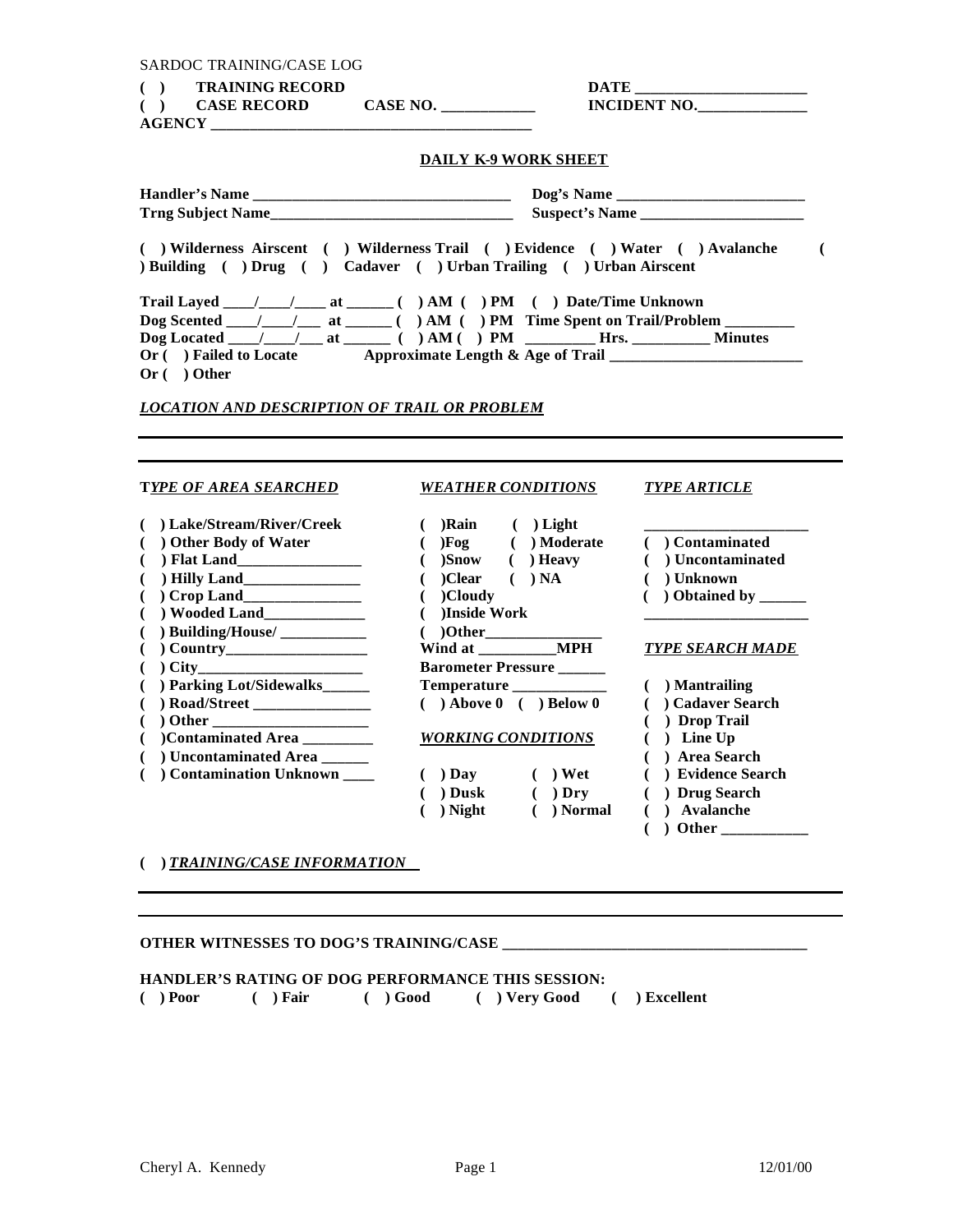SARDOC TRAINING/CASE LOG

**( ) TRAINING RECORD** **DATE ______________________**

**( ) CASE RECORD** **CASE NO. ____________** **INCIDENT NO.______________**

**AGENCY __________________________________________**

**DAILY K-9 WORK SHEET**

**Handler's Name _________________________________** **Dog's Name ________________________**

**Trng Subject Name_______________________________** **Suspect's Name _____________________**

**( ) Wilderness Airscent ( ) Wilderness Trail ( ) Evidence ( ) Water ( ) Avalanche ( ) Building ( ) Drug ( ) Cadaver ( ) Urban Trailing ( ) Urban Airscent**

**Trail Layed ____/____/____ at ______ ( ) AM ( ) PM ( ) Date/Time Unknown**

**Dog Scented ____/____/___ at ______ ( ) AM ( ) PM Time Spent on Trail/Problem _________**

**Dog Located ____/____/___ at ______ ( ) AM ( ) PM _________ Hrs. __________ Minutes**

**Or ( ) Failed to Locate** **Approximate Length & Age of Trail _________________________**

**Or ( ) Other**

***LOCATION AND DESCRIPTION OF TRAIL OR PROBLEM***

______________________________________________________________________

______________________________________________________________________

**T*YPE OF AREA SEARCHED***

- **( ) Lake/Stream/River/Creek**
- **( ) Other Body of Water**
- **( ) Flat Land________________**
- **( ) Hilly Land_______________**
- **( ) Crop Land_______________**
- **( ) Wooded Land_____________**
- **( ) Building/House/ ___________**
- **( ) Country__________________**
- **( ) City_____________________**
- **( ) Parking Lot/Sidewalks______**
- **( ) Road/Street _______________**
- **( ) Other ____________________**
- **( )Contaminated Area _________**
- **( ) Uncontaminated Area ______**
- **( ) Contamination Unknown ____**

***WEATHER CONDITIONS***

- **( )Rain ( ) Light**
- **( )Fog ( ) Moderate**
- **( )Snow ( ) Heavy**
- **( )Clear ( ) NA**
- **( )Cloudy**
- **( )Inside Work**
- **( )Other_______________**

**Wind at __________MPH**

**Barometer Pressure ______**

**Temperature ____________**

**( ) Above 0 ( ) Below 0**

***WORKING CONDITIONS***

- **( ) Day ( ) Wet**
- **( ) Dusk ( ) Dry**
- **( ) Night ( ) Normal**

***TYPE ARTICLE***

**_____________________**

- **( ) Contaminated**
- **( ) Uncontaminated**
- **( ) Unknown**
- **( ) Obtained by ______**

**_____________________**

***TYPE SEARCH MADE***

- **( ) Mantrailing**
- **( ) Cadaver Search**
- **( ) Drop Trail**
- **( ) Line Up**
- **( ) Area Search**
- **( ) Evidence Search**
- **( ) Drug Search**
- **( ) Avalanche**
- **( ) Other ___________**

**( ) *TRAINING/CASE INFORMATION***

______________________________________________________________________

______________________________________________________________________

**OTHER WITNESSES TO DOG'S TRAINING/CASE _______________________________________**

**HANDLER'S RATING OF DOG PERFORMANCE THIS SESSION:**

**( ) Poor ( ) Fair ( ) Good ( ) Very Good ( ) Excellent**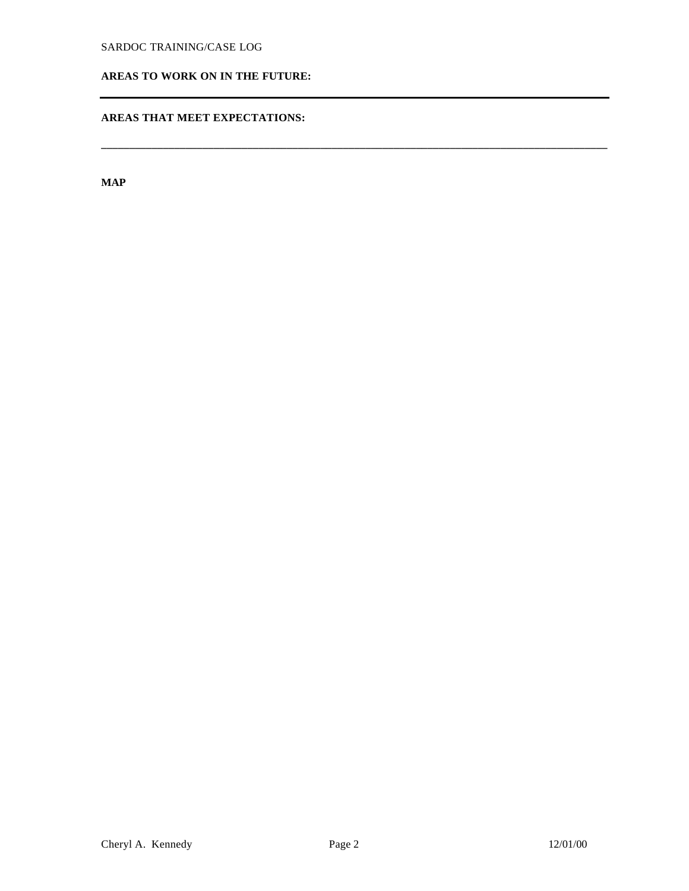**AREAS TO WORK ON IN THE FUTURE:**

---

**AREAS THAT MEET EXPECTATIONS:**

---

**MAP**